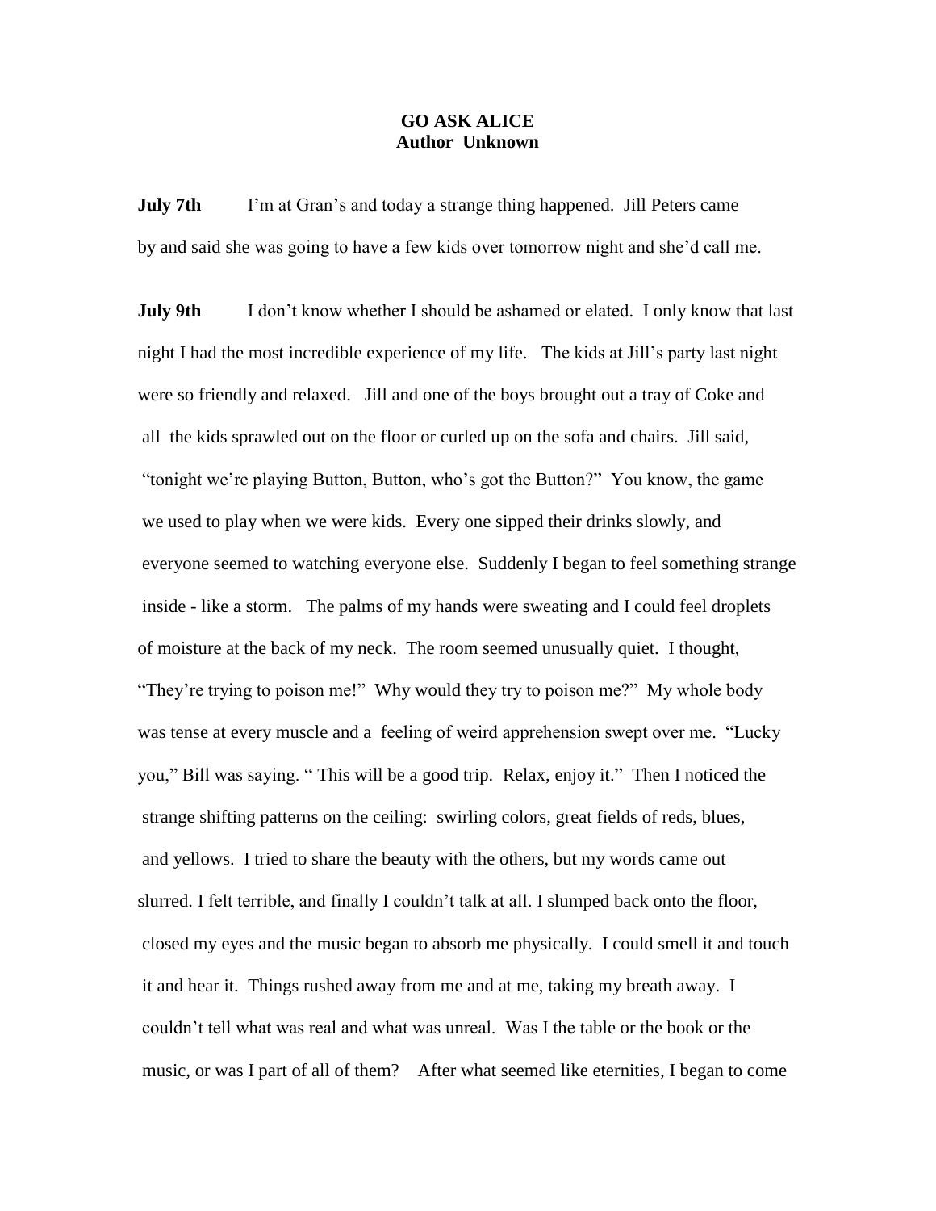**GO ASK ALICE**
**Author Unknown**

**July 7th** I'm at Gran's and today a strange thing happened. Jill Peters came by and said she was going to have a few kids over tomorrow night and she'd call me.

**July 9th** I don't know whether I should be ashamed or elated. I only know that last night I had the most incredible experience of my life. The kids at Jill's party last night were so friendly and relaxed. Jill and one of the boys brought out a tray of Coke and all the kids sprawled out on the floor or curled up on the sofa and chairs. Jill said, "tonight we're playing Button, Button, who's got the Button?" You know, the game we used to play when we were kids. Every one sipped their drinks slowly, and everyone seemed to watching everyone else. Suddenly I began to feel something strange inside - like a storm. The palms of my hands were sweating and I could feel droplets of moisture at the back of my neck. The room seemed unusually quiet. I thought, "They're trying to poison me!" Why would they try to poison me?" My whole body was tense at every muscle and a feeling of weird apprehension swept over me. "Lucky you," Bill was saying. " This will be a good trip. Relax, enjoy it." Then I noticed the strange shifting patterns on the ceiling: swirling colors, great fields of reds, blues, and yellows. I tried to share the beauty with the others, but my words came out slurred. I felt terrible, and finally I couldn't talk at all. I slumped back onto the floor, closed my eyes and the music began to absorb me physically. I could smell it and touch it and hear it. Things rushed away from me and at me, taking my breath away. I couldn't tell what was real and what was unreal. Was I the table or the book or the music, or was I part of all of them? After what seemed like eternities, I began to come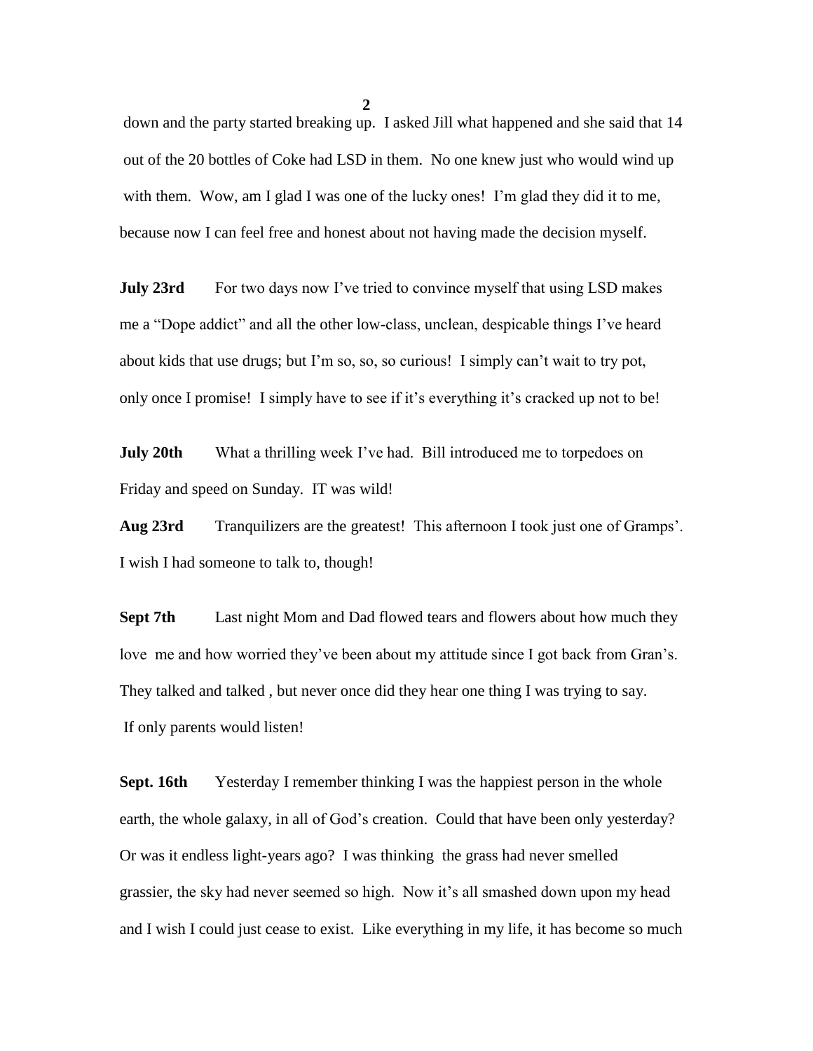down and the party started breaking up. I asked Jill what happened and she said that 14 out of the 20 bottles of Coke had LSD in them. No one knew just who would wind up with them. Wow, am I glad I was one of the lucky ones! I'm glad they did it to me, because now I can feel free and honest about not having made the decision myself.

**July 23rd** For two days now I've tried to convince myself that using LSD makes me a "Dope addict" and all the other low-class, unclean, despicable things I've heard about kids that use drugs; but I'm so, so, so curious! I simply can't wait to try pot, only once I promise! I simply have to see if it's everything it's cracked up not to be!

**July 20th** What a thrilling week I've had. Bill introduced me to torpedoes on Friday and speed on Sunday. IT was wild!

**Aug 23rd** Tranquilizers are the greatest! This afternoon I took just one of Gramps'. I wish I had someone to talk to, though!

**Sept 7th** Last night Mom and Dad flowed tears and flowers about how much they love me and how worried they've been about my attitude since I got back from Gran's. They talked and talked , but never once did they hear one thing I was trying to say. If only parents would listen!

**Sept. 16th** Yesterday I remember thinking I was the happiest person in the whole earth, the whole galaxy, in all of God's creation. Could that have been only yesterday? Or was it endless light-years ago? I was thinking the grass had never smelled grassier, the sky had never seemed so high. Now it's all smashed down upon my head and I wish I could just cease to exist. Like everything in my life, it has become so much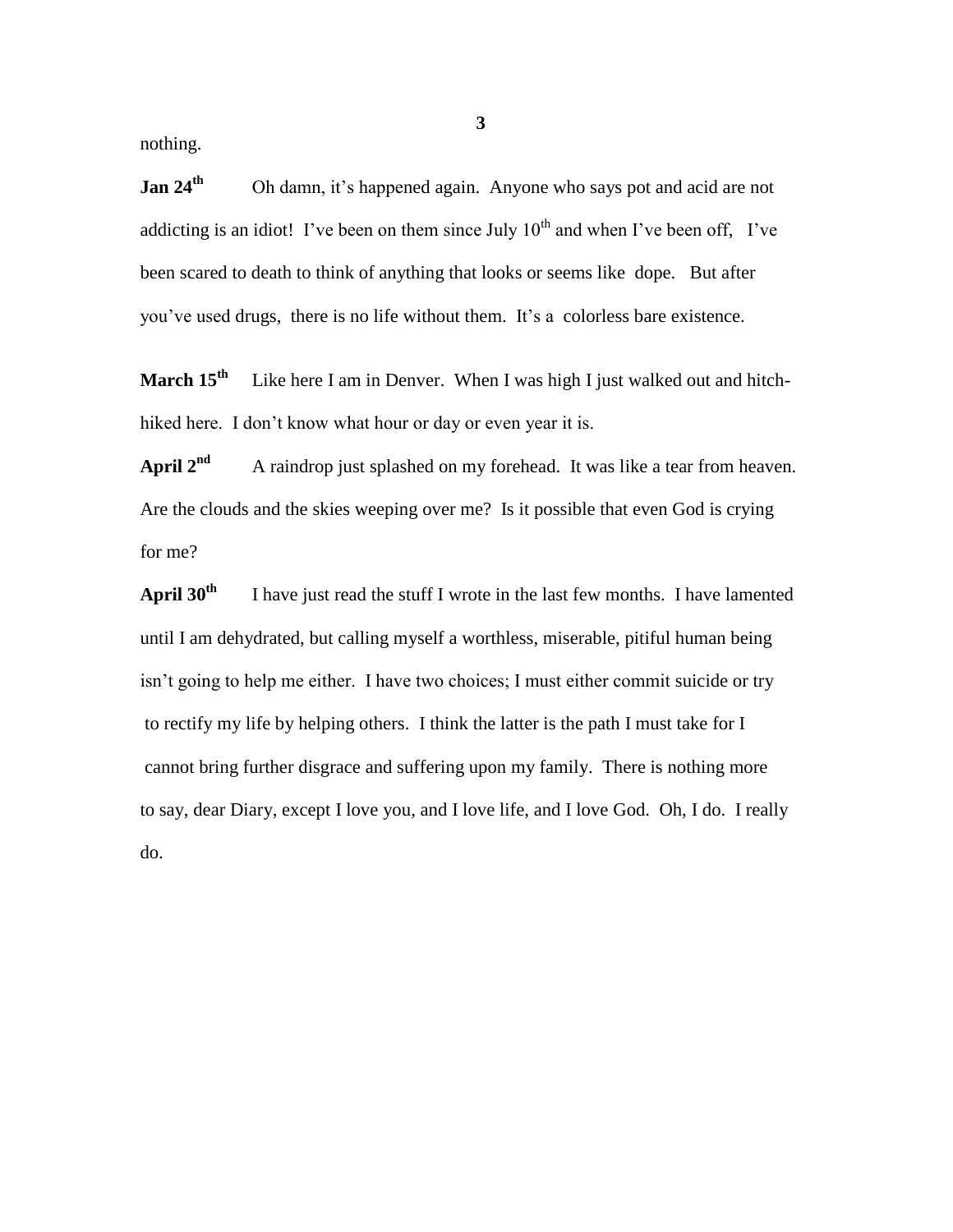nothing.

**Jan 24th** Oh damn, it's happened again. Anyone who says pot and acid are not addicting is an idiot! I've been on them since July 10th and when I've been off, I've been scared to death to think of anything that looks or seems like dope. But after you've used drugs, there is no life without them. It's a colorless bare existence.

**March 15th** Like here I am in Denver. When I was high I just walked out and hitch-hiked here. I don't know what hour or day or even year it is.

**April 2nd** A raindrop just splashed on my forehead. It was like a tear from heaven. Are the clouds and the skies weeping over me? Is it possible that even God is crying for me?

**April 30th** I have just read the stuff I wrote in the last few months. I have lamented until I am dehydrated, but calling myself a worthless, miserable, pitiful human being isn't going to help me either. I have two choices; I must either commit suicide or try to rectify my life by helping others. I think the latter is the path I must take for I cannot bring further disgrace and suffering upon my family. There is nothing more to say, dear Diary, except I love you, and I love life, and I love God. Oh, I do. I really do.